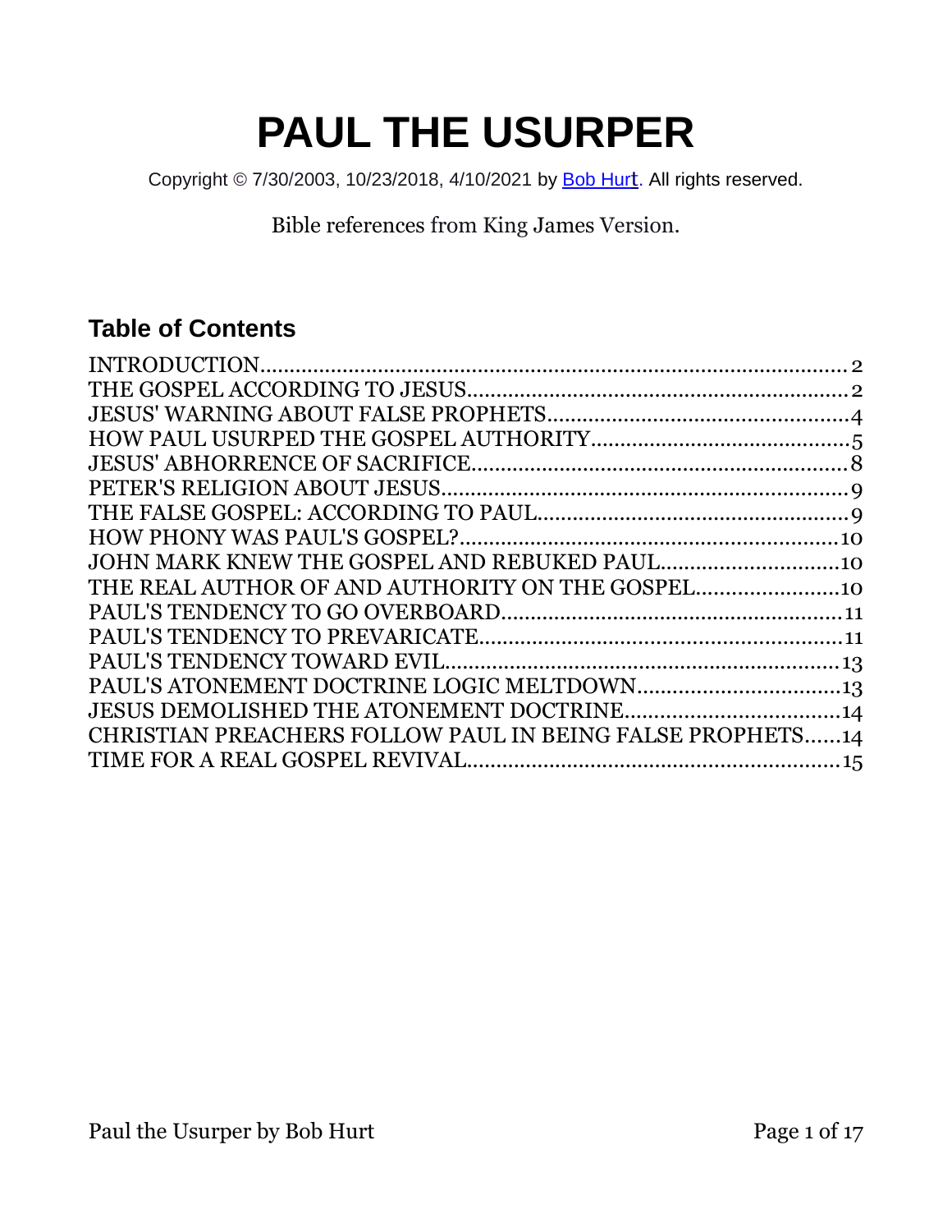# PAUL THE USURPER

Copyright © 7/30/2003, 10/23/2018, 4/10/2021 by Bob Hurt. All rights reserved.

Bible references from King James Version.

## Table of Contents

INTRODUCTION....................................................................................2
THE GOSPEL ACCORDING TO JESUS.................................................2
JESUS' WARNING ABOUT FALSE PROPHETS..................................4
HOW PAUL USURPED THE GOSPEL AUTHORITY............................5
JESUS' ABHORRENCE OF SACRIFICE................................................8
PETER'S RELIGION ABOUT JESUS.....................................................9
THE FALSE GOSPEL: ACCORDING TO PAUL.....................................9
HOW PHONY WAS PAUL'S GOSPEL?.................................................10
JOHN MARK KNEW THE GOSPEL AND REBUKED PAUL..............10
THE REAL AUTHOR OF AND AUTHORITY ON THE GOSPEL........10
PAUL'S TENDENCY TO GO OVERBOARD.........................................11
PAUL'S TENDENCY TO PREVARICATE.............................................11
PAUL'S TENDENCY TOWARD EVIL...................................................13
PAUL'S ATONEMENT DOCTRINE LOGIC MELTDOWN..................13
JESUS DEMOLISHED THE ATONEMENT DOCTRINE....................14
CHRISTIAN PREACHERS FOLLOW PAUL IN BEING FALSE PROPHETS......14
TIME FOR A REAL GOSPEL REVIVAL...............................................15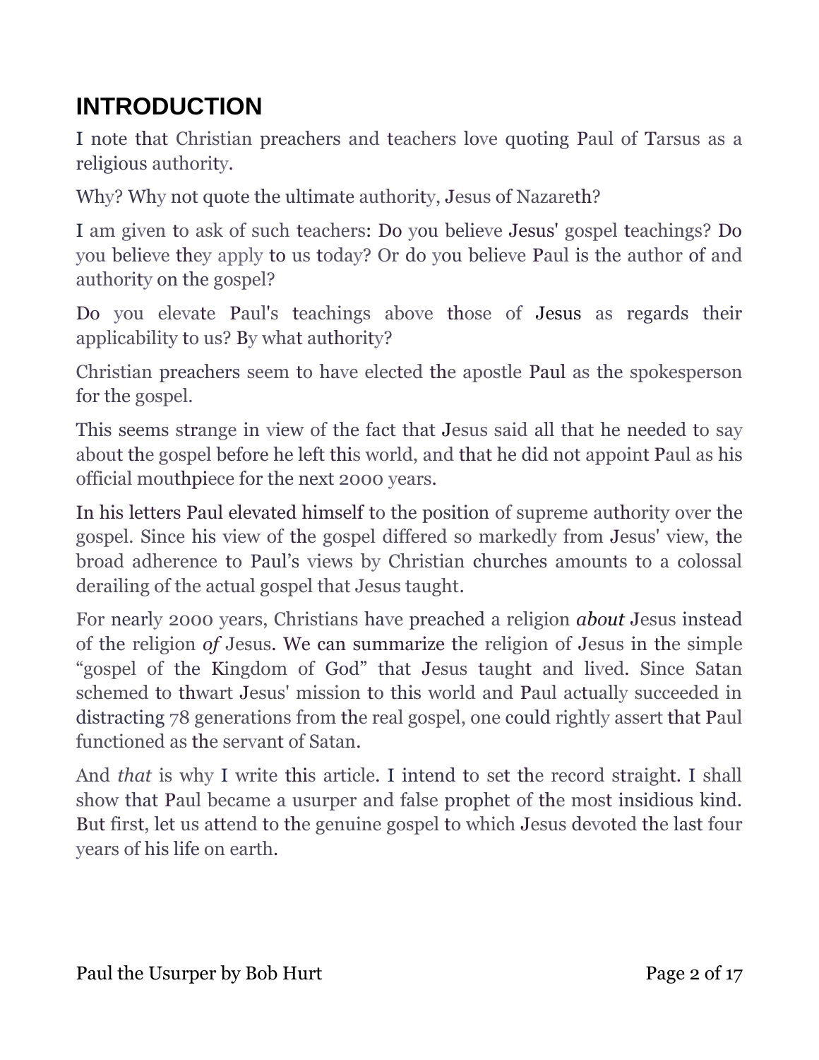# INTRODUCTION

I note that Christian preachers and teachers love quoting Paul of Tarsus as a religious authority.

Why? Why not quote the ultimate authority, Jesus of Nazareth?

I am given to ask of such teachers: Do you believe Jesus' gospel teachings? Do you believe they apply to us today? Or do you believe Paul is the author of and authority on the gospel?

Do you elevate Paul's teachings above those of Jesus as regards their applicability to us? By what authority?

Christian preachers seem to have elected the apostle Paul as the spokesperson for the gospel.

This seems strange in view of the fact that Jesus said all that he needed to say about the gospel before he left this world, and that he did not appoint Paul as his official mouthpiece for the next 2000 years.

In his letters Paul elevated himself to the position of supreme authority over the gospel. Since his view of the gospel differed so markedly from Jesus' view, the broad adherence to Paul's views by Christian churches amounts to a colossal derailing of the actual gospel that Jesus taught.

For nearly 2000 years, Christians have preached a religion *about* Jesus instead of the religion *of* Jesus. We can summarize the religion of Jesus in the simple "gospel of the Kingdom of God" that Jesus taught and lived. Since Satan schemed to thwart Jesus' mission to this world and Paul actually succeeded in distracting 78 generations from the real gospel, one could rightly assert that Paul functioned as the servant of Satan.

And *that* is why I write this article. I intend to set the record straight. I shall show that Paul became a usurper and false prophet of the most insidious kind. But first, let us attend to the genuine gospel to which Jesus devoted the last four years of his life on earth.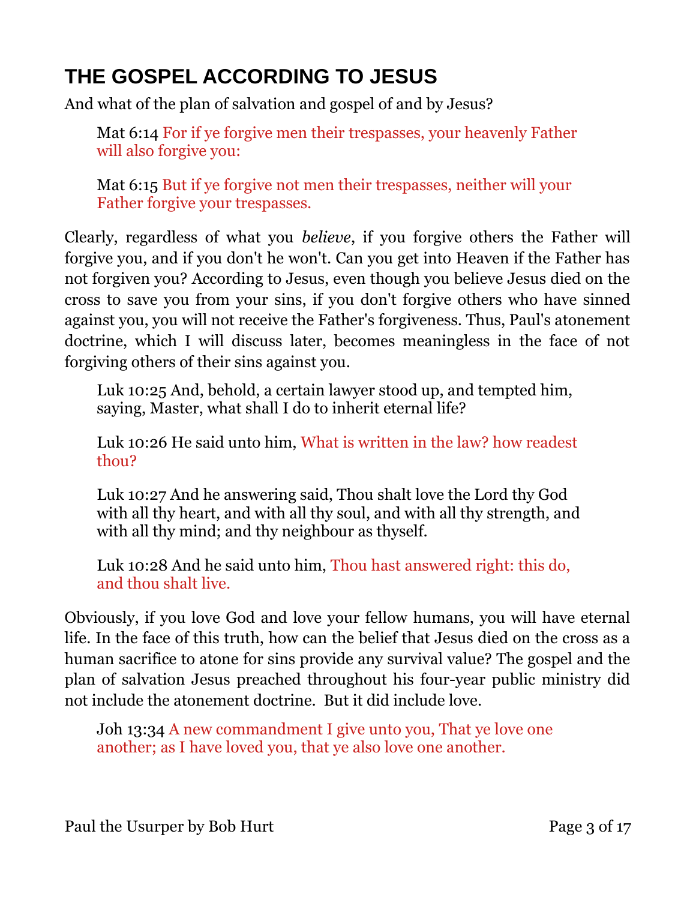# THE GOSPEL ACCORDING TO JESUS

And what of the plan of salvation and gospel of and by Jesus?

> Mat 6:14 For if ye forgive men their trespasses, your heavenly Father will also forgive you:
>
> Mat 6:15 But if ye forgive not men their trespasses, neither will your Father forgive your trespasses.

Clearly, regardless of what you *believe*, if you forgive others the Father will forgive you, and if you don't he won't. Can you get into Heaven if the Father has not forgiven you? According to Jesus, even though you believe Jesus died on the cross to save you from your sins, if you don't forgive others who have sinned against you, you will not receive the Father's forgiveness. Thus, Paul's atonement doctrine, which I will discuss later, becomes meaningless in the face of not forgiving others of their sins against you.

> Luk 10:25 And, behold, a certain lawyer stood up, and tempted him, saying, Master, what shall I do to inherit eternal life?
>
> Luk 10:26 He said unto him, What is written in the law? how readest thou?
>
> Luk 10:27 And he answering said, Thou shalt love the Lord thy God with all thy heart, and with all thy soul, and with all thy strength, and with all thy mind; and thy neighbour as thyself.
>
> Luk 10:28 And he said unto him, Thou hast answered right: this do, and thou shalt live.

Obviously, if you love God and love your fellow humans, you will have eternal life. In the face of this truth, how can the belief that Jesus died on the cross as a human sacrifice to atone for sins provide any survival value? The gospel and the plan of salvation Jesus preached throughout his four-year public ministry did not include the atonement doctrine. But it did include love.

> Joh 13:34 A new commandment I give unto you, That ye love one another; as I have loved you, that ye also love one another.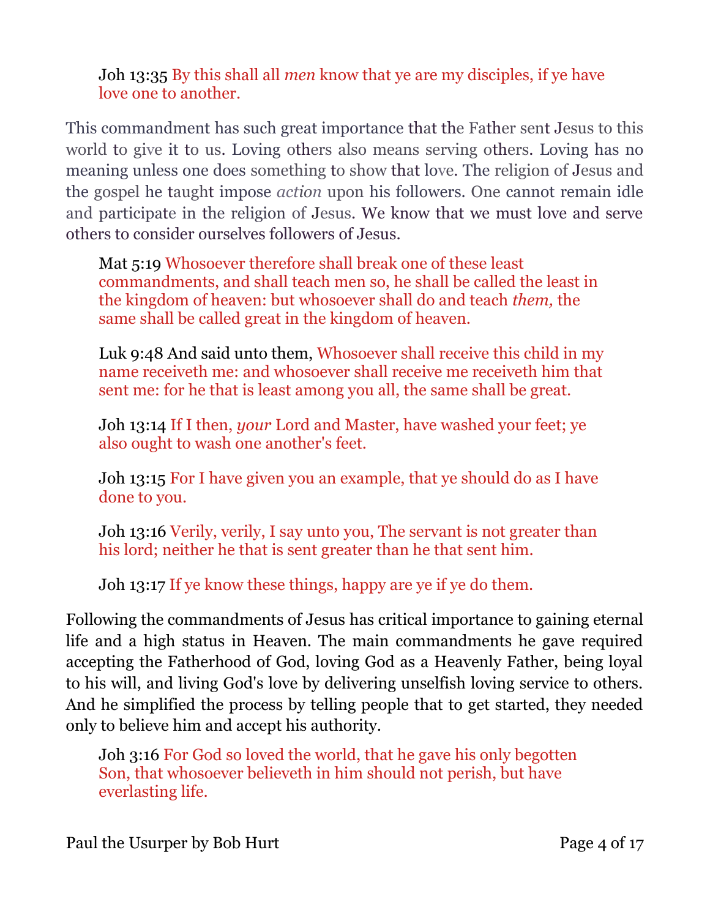> Joh 13:35 By this shall all *men* know that ye are my disciples, if ye have love one to another.

This commandment has such great importance that the Father sent Jesus to this world to give it to us. Loving others also means serving others. Loving has no meaning unless one does something to show that love. The religion of Jesus and the gospel he taught impose *action* upon his followers. One cannot remain idle and participate in the religion of Jesus. We know that we must love and serve others to consider ourselves followers of Jesus.

> Mat 5:19 Whosoever therefore shall break one of these least commandments, and shall teach men so, he shall be called the least in the kingdom of heaven: but whosoever shall do and teach *them,* the same shall be called great in the kingdom of heaven.

> Luk 9:48 And said unto them, Whosoever shall receive this child in my name receiveth me: and whosoever shall receive me receiveth him that sent me: for he that is least among you all, the same shall be great.

> Joh 13:14 If I then, *your* Lord and Master, have washed your feet; ye also ought to wash one another's feet.

> Joh 13:15 For I have given you an example, that ye should do as I have done to you.

> Joh 13:16 Verily, verily, I say unto you, The servant is not greater than his lord; neither he that is sent greater than he that sent him.

> Joh 13:17 If ye know these things, happy are ye if ye do them.

Following the commandments of Jesus has critical importance to gaining eternal life and a high status in Heaven. The main commandments he gave required accepting the Fatherhood of God, loving God as a Heavenly Father, being loyal to his will, and living God's love by delivering unselfish loving service to others. And he simplified the process by telling people that to get started, they needed only to believe him and accept his authority.

> Joh 3:16 For God so loved the world, that he gave his only begotten Son, that whosoever believeth in him should not perish, but have everlasting life.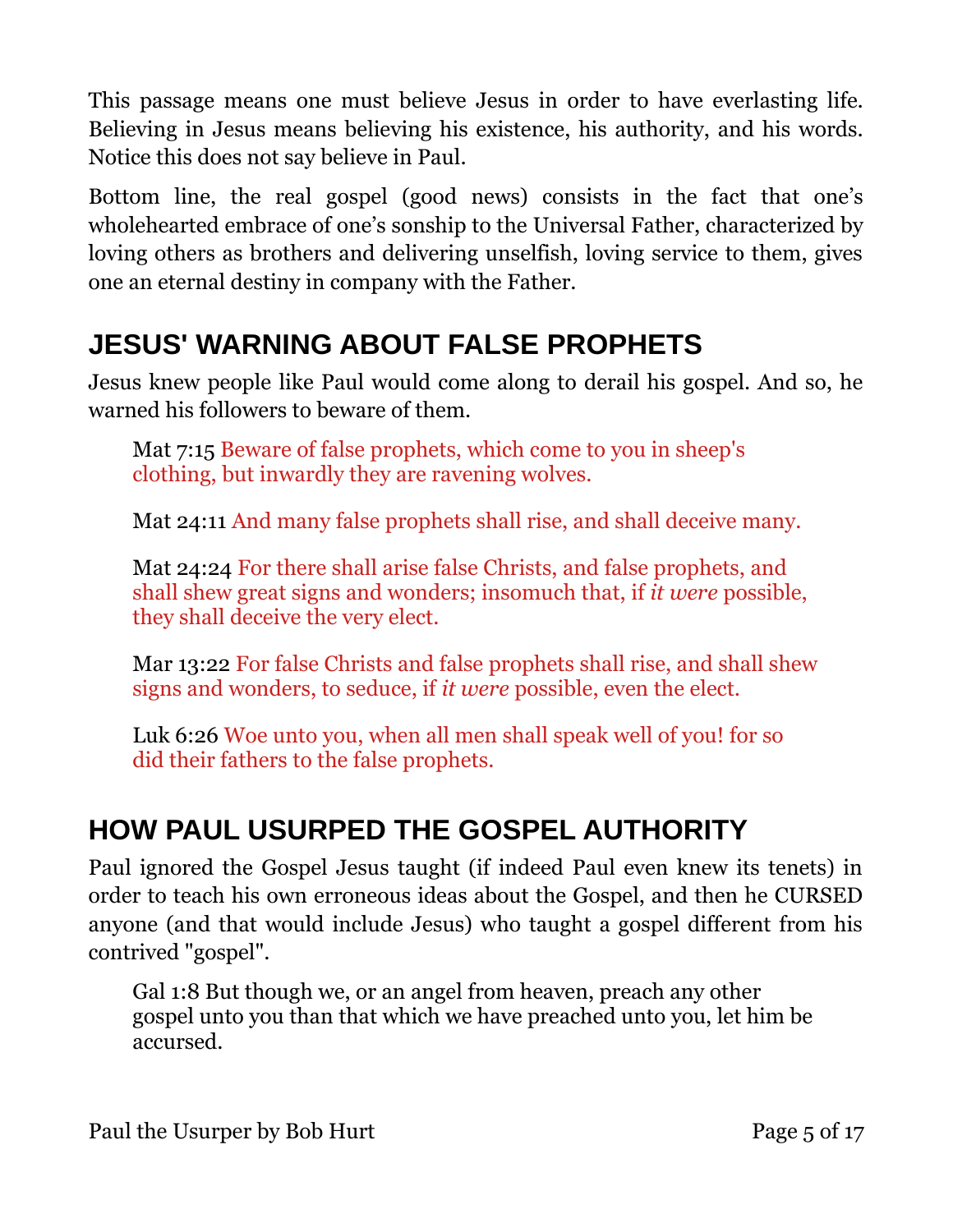This passage means one must believe Jesus in order to have everlasting life. Believing in Jesus means believing his existence, his authority, and his words. Notice this does not say believe in Paul.

Bottom line, the real gospel (good news) consists in the fact that one's wholehearted embrace of one's sonship to the Universal Father, characterized by loving others as brothers and delivering unselfish, loving service to them, gives one an eternal destiny in company with the Father.

## JESUS' WARNING ABOUT FALSE PROPHETS

Jesus knew people like Paul would come along to derail his gospel. And so, he warned his followers to beware of them.

> Mat 7:15 Beware of false prophets, which come to you in sheep's clothing, but inwardly they are ravening wolves.
>
> Mat 24:11 And many false prophets shall rise, and shall deceive many.
>
> Mat 24:24 For there shall arise false Christs, and false prophets, and shall shew great signs and wonders; insomuch that, if *it were* possible, they shall deceive the very elect.
>
> Mar 13:22 For false Christs and false prophets shall rise, and shall shew signs and wonders, to seduce, if *it were* possible, even the elect.
>
> Luk 6:26 Woe unto you, when all men shall speak well of you! for so did their fathers to the false prophets.

## HOW PAUL USURPED THE GOSPEL AUTHORITY

Paul ignored the Gospel Jesus taught (if indeed Paul even knew its tenets) in order to teach his own erroneous ideas about the Gospel, and then he CURSED anyone (and that would include Jesus) who taught a gospel different from his contrived "gospel".

> Gal 1:8 But though we, or an angel from heaven, preach any other gospel unto you than that which we have preached unto you, let him be accursed.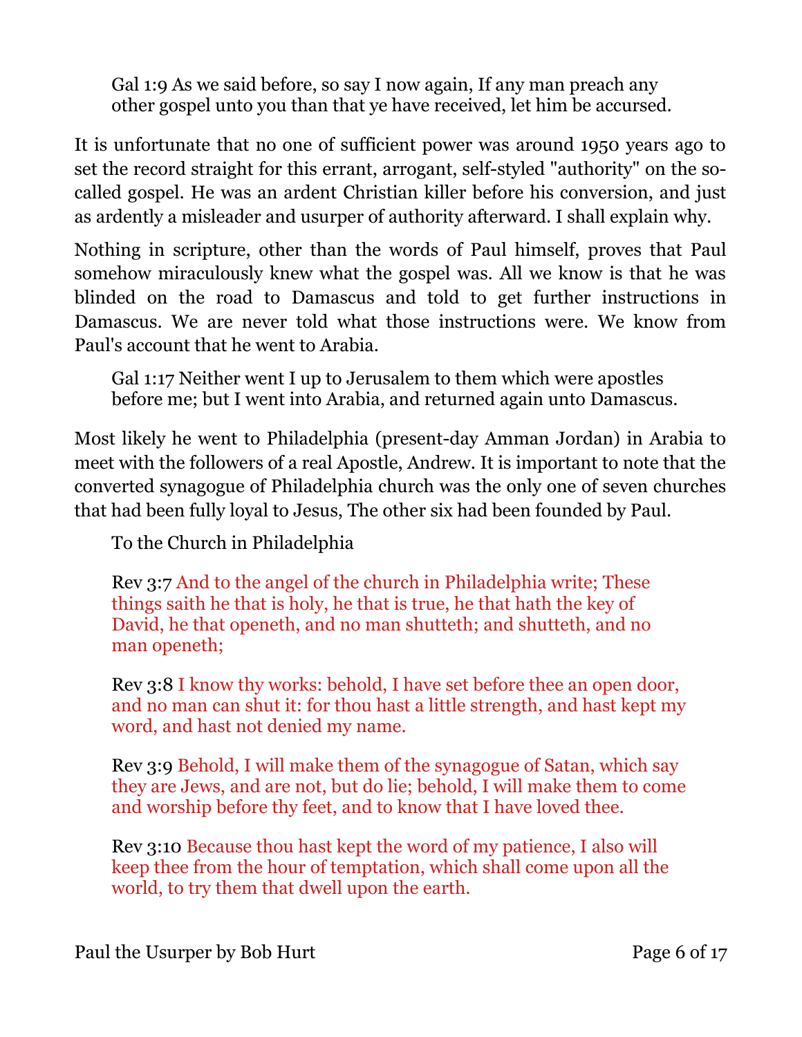> Gal 1:9 As we said before, so say I now again, If any man preach any other gospel unto you than that ye have received, let him be accursed.

It is unfortunate that no one of sufficient power was around 1950 years ago to set the record straight for this errant, arrogant, self-styled "authority" on the so-called gospel. He was an ardent Christian killer before his conversion, and just as ardently a misleader and usurper of authority afterward. I shall explain why.

Nothing in scripture, other than the words of Paul himself, proves that Paul somehow miraculously knew what the gospel was. All we know is that he was blinded on the road to Damascus and told to get further instructions in Damascus. We are never told what those instructions were. We know from Paul's account that he went to Arabia.

> Gal 1:17 Neither went I up to Jerusalem to them which were apostles before me; but I went into Arabia, and returned again unto Damascus.

Most likely he went to Philadelphia (present-day Amman Jordan) in Arabia to meet with the followers of a real Apostle, Andrew. It is important to note that the converted synagogue of Philadelphia church was the only one of seven churches that had been fully loyal to Jesus, The other six had been founded by Paul.

> To the Church in Philadelphia
>
> Rev 3:7 And to the angel of the church in Philadelphia write; These things saith he that is holy, he that is true, he that hath the key of David, he that openeth, and no man shutteth; and shutteth, and no man openeth;
>
> Rev 3:8 I know thy works: behold, I have set before thee an open door, and no man can shut it: for thou hast a little strength, and hast kept my word, and hast not denied my name.
>
> Rev 3:9 Behold, I will make them of the synagogue of Satan, which say they are Jews, and are not, but do lie; behold, I will make them to come and worship before thy feet, and to know that I have loved thee.
>
> Rev 3:10 Because thou hast kept the word of my patience, I also will keep thee from the hour of temptation, which shall come upon all the world, to try them that dwell upon the earth.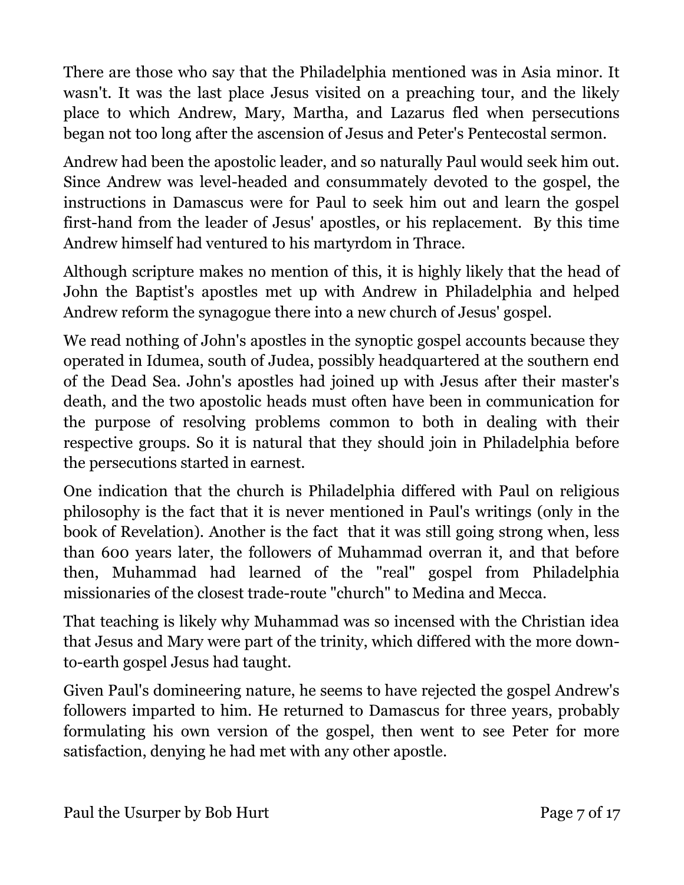There are those who say that the Philadelphia mentioned was in Asia minor. It wasn't. It was the last place Jesus visited on a preaching tour, and the likely place to which Andrew, Mary, Martha, and Lazarus fled when persecutions began not too long after the ascension of Jesus and Peter's Pentecostal sermon.

Andrew had been the apostolic leader, and so naturally Paul would seek him out. Since Andrew was level-headed and consummately devoted to the gospel, the instructions in Damascus were for Paul to seek him out and learn the gospel first-hand from the leader of Jesus' apostles, or his replacement. By this time Andrew himself had ventured to his martyrdom in Thrace.

Although scripture makes no mention of this, it is highly likely that the head of John the Baptist's apostles met up with Andrew in Philadelphia and helped Andrew reform the synagogue there into a new church of Jesus' gospel.

We read nothing of John's apostles in the synoptic gospel accounts because they operated in Idumea, south of Judea, possibly headquartered at the southern end of the Dead Sea. John's apostles had joined up with Jesus after their master's death, and the two apostolic heads must often have been in communication for the purpose of resolving problems common to both in dealing with their respective groups. So it is natural that they should join in Philadelphia before the persecutions started in earnest.

One indication that the church is Philadelphia differed with Paul on religious philosophy is the fact that it is never mentioned in Paul's writings (only in the book of Revelation). Another is the fact that it was still going strong when, less than 600 years later, the followers of Muhammad overran it, and that before then, Muhammad had learned of the "real" gospel from Philadelphia missionaries of the closest trade-route "church" to Medina and Mecca.

That teaching is likely why Muhammad was so incensed with the Christian idea that Jesus and Mary were part of the trinity, which differed with the more down-to-earth gospel Jesus had taught.

Given Paul's domineering nature, he seems to have rejected the gospel Andrew's followers imparted to him. He returned to Damascus for three years, probably formulating his own version of the gospel, then went to see Peter for more satisfaction, denying he had met with any other apostle.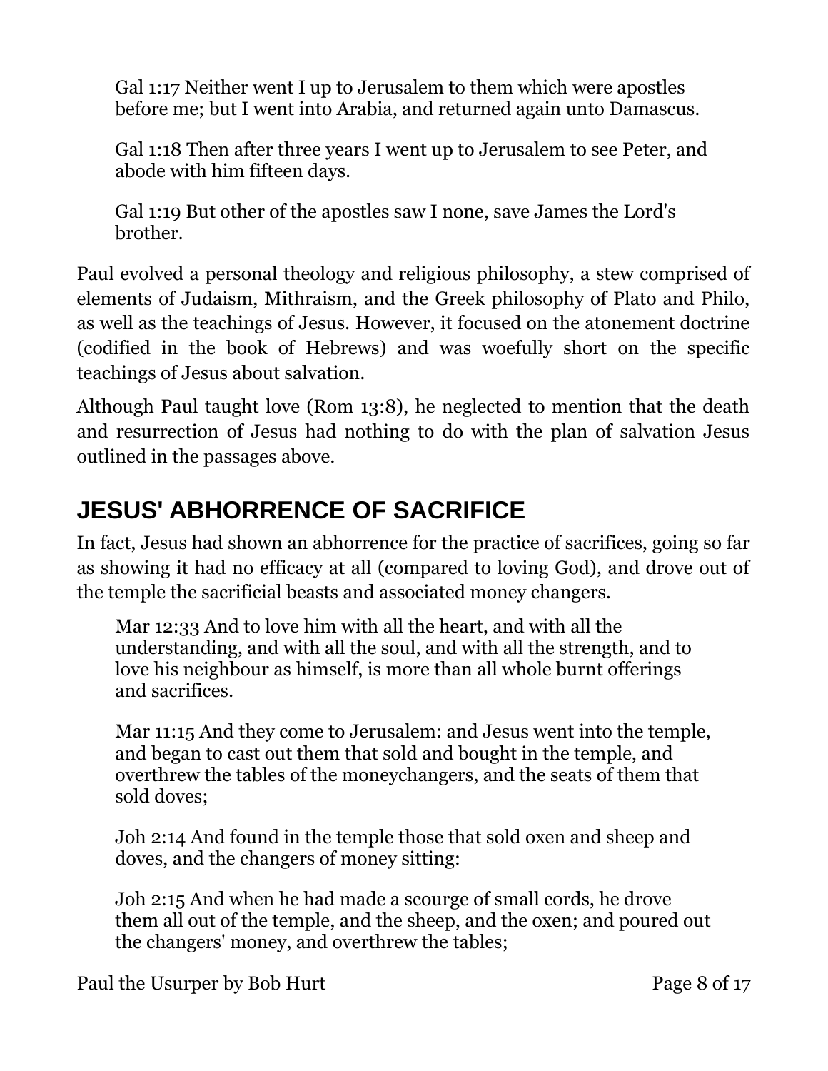> Gal 1:17 Neither went I up to Jerusalem to them which were apostles before me; but I went into Arabia, and returned again unto Damascus.
>
> Gal 1:18 Then after three years I went up to Jerusalem to see Peter, and abode with him fifteen days.
>
> Gal 1:19 But other of the apostles saw I none, save James the Lord's brother.

Paul evolved a personal theology and religious philosophy, a stew comprised of elements of Judaism, Mithraism, and the Greek philosophy of Plato and Philo, as well as the teachings of Jesus. However, it focused on the atonement doctrine (codified in the book of Hebrews) and was woefully short on the specific teachings of Jesus about salvation.

Although Paul taught love (Rom 13:8), he neglected to mention that the death and resurrection of Jesus had nothing to do with the plan of salvation Jesus outlined in the passages above.

## JESUS' ABHORRENCE OF SACRIFICE

In fact, Jesus had shown an abhorrence for the practice of sacrifices, going so far as showing it had no efficacy at all (compared to loving God), and drove out of the temple the sacrificial beasts and associated money changers.

> Mar 12:33 And to love him with all the heart, and with all the understanding, and with all the soul, and with all the strength, and to love his neighbour as himself, is more than all whole burnt offerings and sacrifices.
>
> Mar 11:15 And they come to Jerusalem: and Jesus went into the temple, and began to cast out them that sold and bought in the temple, and overthrew the tables of the moneychangers, and the seats of them that sold doves;
>
> Joh 2:14 And found in the temple those that sold oxen and sheep and doves, and the changers of money sitting:
>
> Joh 2:15 And when he had made a scourge of small cords, he drove them all out of the temple, and the sheep, and the oxen; and poured out the changers' money, and overthrew the tables;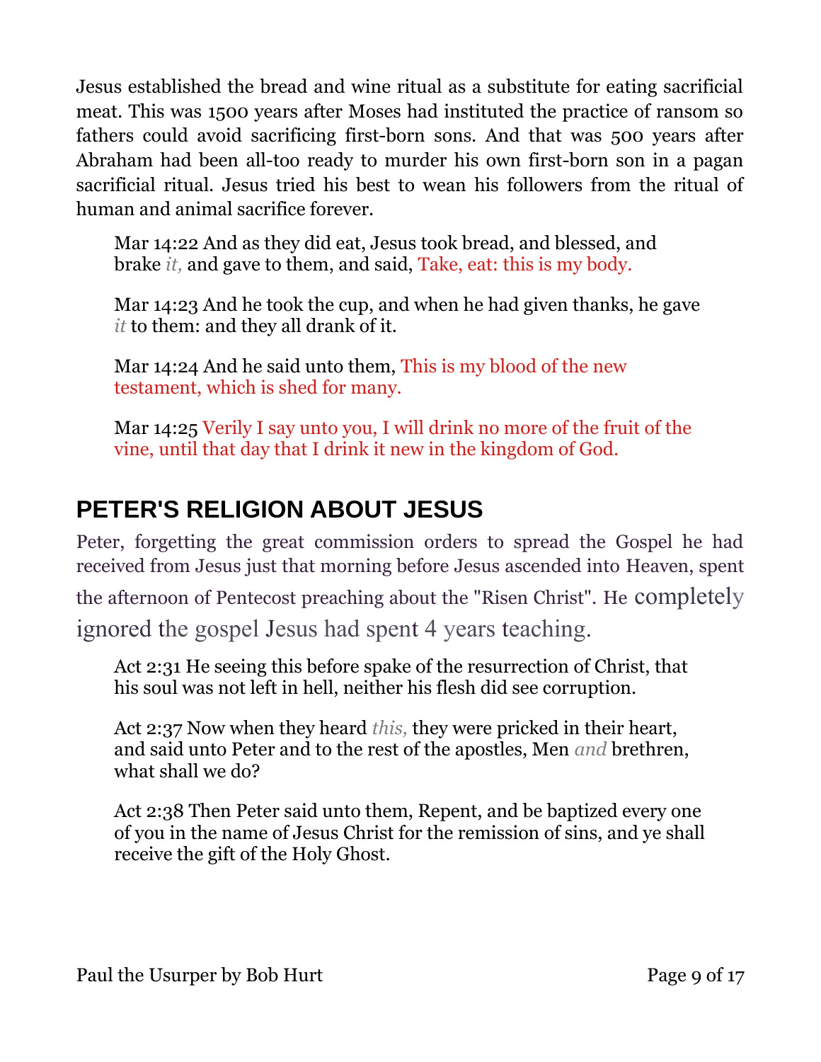Jesus established the bread and wine ritual as a substitute for eating sacrificial meat. This was 1500 years after Moses had instituted the practice of ransom so fathers could avoid sacrificing first-born sons. And that was 500 years after Abraham had been all-too ready to murder his own first-born son in a pagan sacrificial ritual. Jesus tried his best to wean his followers from the ritual of human and animal sacrifice forever.

> Mar 14:22 And as they did eat, Jesus took bread, and blessed, and brake *it,* and gave to them, and said, Take, eat: this is my body.
>
> Mar 14:23 And he took the cup, and when he had given thanks, he gave *it* to them: and they all drank of it.
>
> Mar 14:24 And he said unto them, This is my blood of the new testament, which is shed for many.
>
> Mar 14:25 Verily I say unto you, I will drink no more of the fruit of the vine, until that day that I drink it new in the kingdom of God.

## PETER'S RELIGION ABOUT JESUS

Peter, forgetting the great commission orders to spread the Gospel he had received from Jesus just that morning before Jesus ascended into Heaven, spent the afternoon of Pentecost preaching about the "Risen Christ". He completely ignored the gospel Jesus had spent 4 years teaching.

> Act 2:31 He seeing this before spake of the resurrection of Christ, that his soul was not left in hell, neither his flesh did see corruption.
>
> Act 2:37 Now when they heard *this,* they were pricked in their heart, and said unto Peter and to the rest of the apostles, Men *and* brethren, what shall we do?
>
> Act 2:38 Then Peter said unto them, Repent, and be baptized every one of you in the name of Jesus Christ for the remission of sins, and ye shall receive the gift of the Holy Ghost.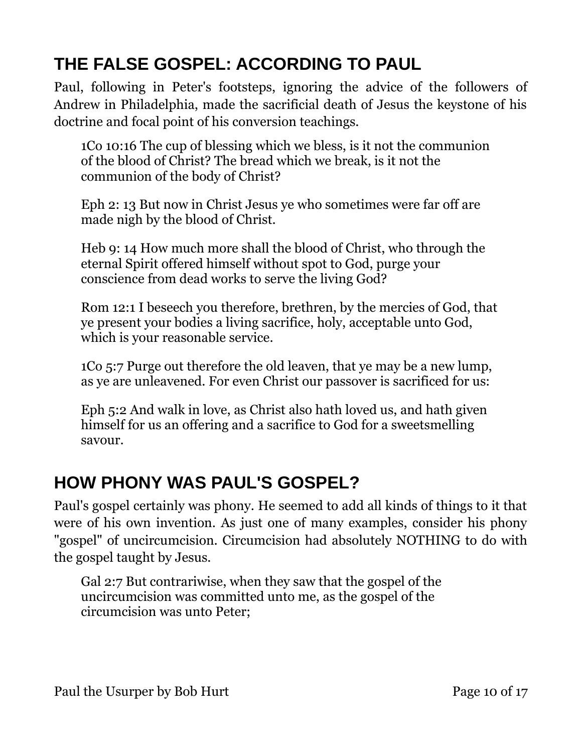## THE FALSE GOSPEL: ACCORDING TO PAUL

Paul, following in Peter's footsteps, ignoring the advice of the followers of Andrew in Philadelphia, made the sacrificial death of Jesus the keystone of his doctrine and focal point of his conversion teachings.

> 1Co 10:16 The cup of blessing which we bless, is it not the communion of the blood of Christ? The bread which we break, is it not the communion of the body of Christ?
>
> Eph 2: 13 But now in Christ Jesus ye who sometimes were far off are made nigh by the blood of Christ.
>
> Heb 9: 14 How much more shall the blood of Christ, who through the eternal Spirit offered himself without spot to God, purge your conscience from dead works to serve the living God?
>
> Rom 12:1 I beseech you therefore, brethren, by the mercies of God, that ye present your bodies a living sacrifice, holy, acceptable unto God, which is your reasonable service.
>
> 1Co 5:7 Purge out therefore the old leaven, that ye may be a new lump, as ye are unleavened. For even Christ our passover is sacrificed for us:
>
> Eph 5:2 And walk in love, as Christ also hath loved us, and hath given himself for us an offering and a sacrifice to God for a sweetsmelling savour.

## HOW PHONY WAS PAUL'S GOSPEL?

Paul's gospel certainly was phony. He seemed to add all kinds of things to it that were of his own invention. As just one of many examples, consider his phony "gospel" of uncircumcision. Circumcision had absolutely NOTHING to do with the gospel taught by Jesus.

> Gal 2:7 But contrariwise, when they saw that the gospel of the uncircumcision was committed unto me, as the gospel of the circumcision was unto Peter;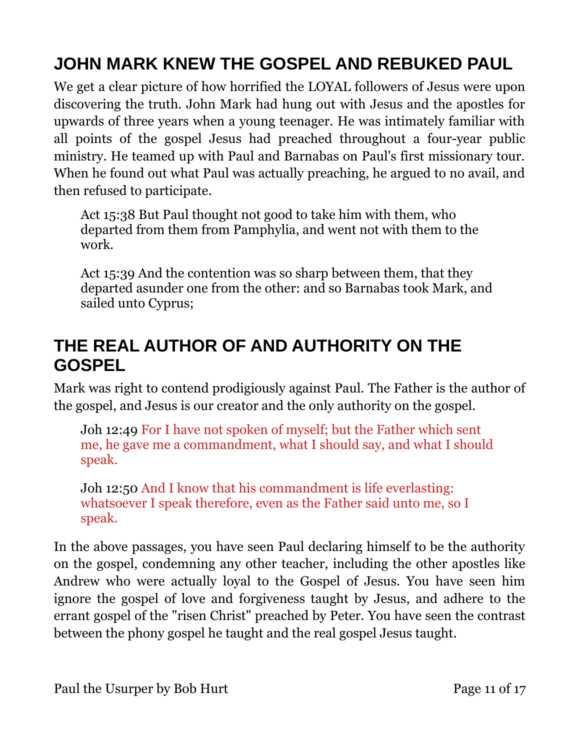## JOHN MARK KNEW THE GOSPEL AND REBUKED PAUL

We get a clear picture of how horrified the LOYAL followers of Jesus were upon discovering the truth. John Mark had hung out with Jesus and the apostles for upwards of three years when a young teenager. He was intimately familiar with all points of the gospel Jesus had preached throughout a four-year public ministry. He teamed up with Paul and Barnabas on Paul's first missionary tour. When he found out what Paul was actually preaching, he argued to no avail, and then refused to participate.

> Act 15:38 But Paul thought not good to take him with them, who departed from them from Pamphylia, and went not with them to the work.
>
> Act 15:39 And the contention was so sharp between them, that they departed asunder one from the other: and so Barnabas took Mark, and sailed unto Cyprus;

## THE REAL AUTHOR OF AND AUTHORITY ON THE GOSPEL

Mark was right to contend prodigiously against Paul. The Father is the author of the gospel, and Jesus is our creator and the only authority on the gospel.

> Joh 12:49 For I have not spoken of myself; but the Father which sent me, he gave me a commandment, what I should say, and what I should speak.
>
> Joh 12:50 And I know that his commandment is life everlasting: whatsoever I speak therefore, even as the Father said unto me, so I speak.

In the above passages, you have seen Paul declaring himself to be the authority on the gospel, condemning any other teacher, including the other apostles like Andrew who were actually loyal to the Gospel of Jesus. You have seen him ignore the gospel of love and forgiveness taught by Jesus, and adhere to the errant gospel of the "risen Christ" preached by Peter. You have seen the contrast between the phony gospel he taught and the real gospel Jesus taught.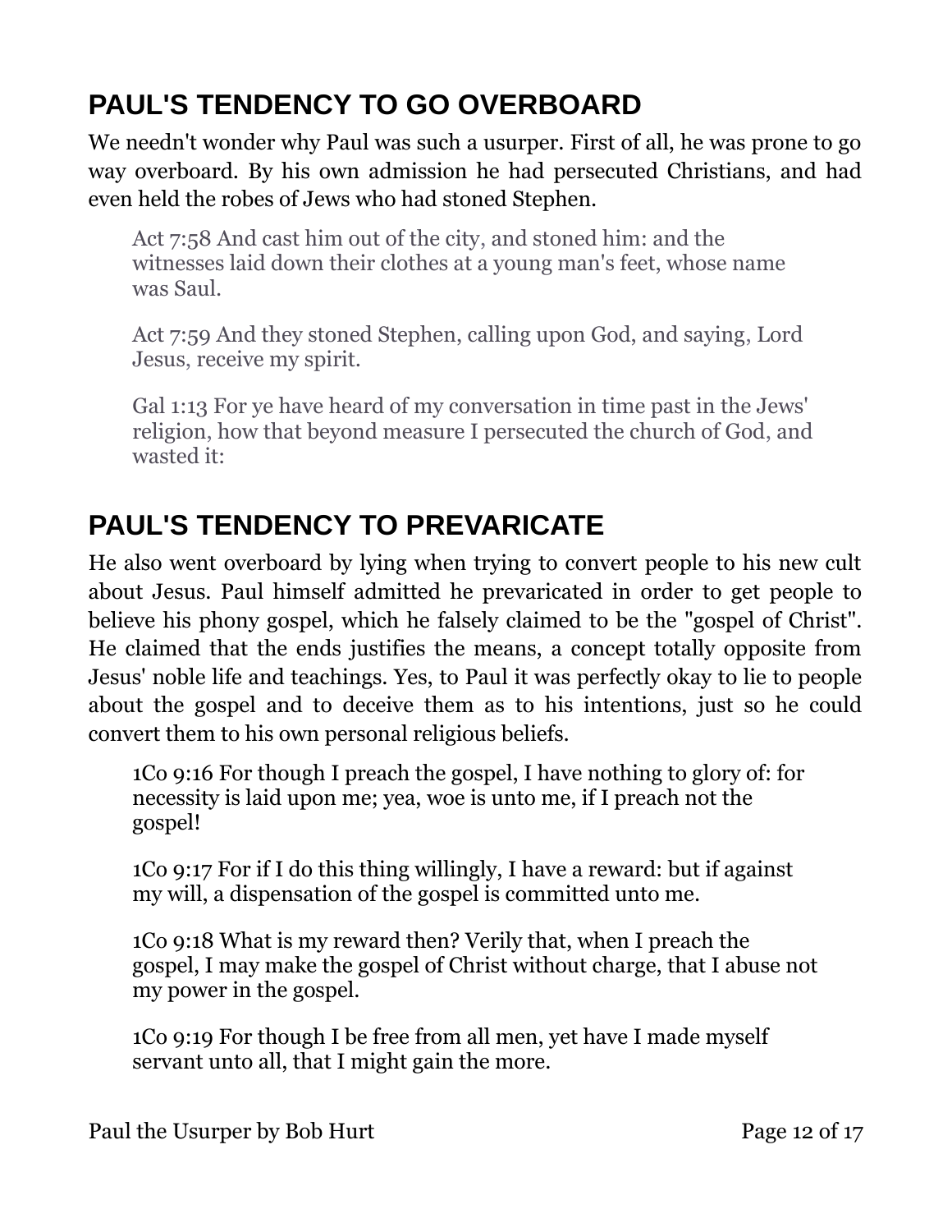## PAUL'S TENDENCY TO GO OVERBOARD

We needn't wonder why Paul was such a usurper. First of all, he was prone to go way overboard. By his own admission he had persecuted Christians, and had even held the robes of Jews who had stoned Stephen.

> Act 7:58 And cast him out of the city, and stoned him: and the witnesses laid down their clothes at a young man's feet, whose name was Saul.
>
> Act 7:59 And they stoned Stephen, calling upon God, and saying, Lord Jesus, receive my spirit.
>
> Gal 1:13 For ye have heard of my conversation in time past in the Jews' religion, how that beyond measure I persecuted the church of God, and wasted it:

## PAUL'S TENDENCY TO PREVARICATE

He also went overboard by lying when trying to convert people to his new cult about Jesus. Paul himself admitted he prevaricated in order to get people to believe his phony gospel, which he falsely claimed to be the "gospel of Christ". He claimed that the ends justifies the means, a concept totally opposite from Jesus' noble life and teachings. Yes, to Paul it was perfectly okay to lie to people about the gospel and to deceive them as to his intentions, just so he could convert them to his own personal religious beliefs.

> 1Co 9:16 For though I preach the gospel, I have nothing to glory of: for necessity is laid upon me; yea, woe is unto me, if I preach not the gospel!
>
> 1Co 9:17 For if I do this thing willingly, I have a reward: but if against my will, a dispensation of the gospel is committed unto me.
>
> 1Co 9:18 What is my reward then? Verily that, when I preach the gospel, I may make the gospel of Christ without charge, that I abuse not my power in the gospel.
>
> 1Co 9:19 For though I be free from all men, yet have I made myself servant unto all, that I might gain the more.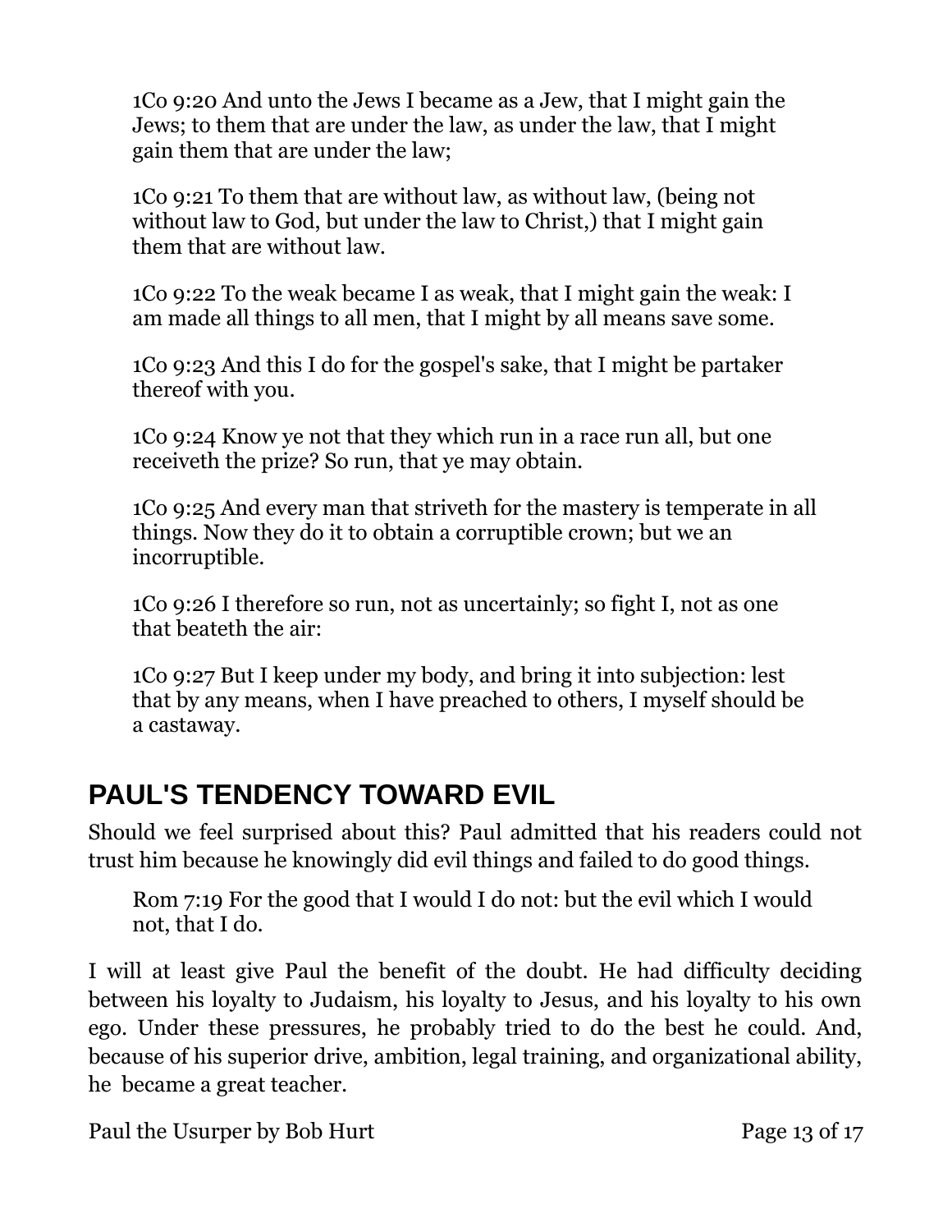> 1Co 9:20 And unto the Jews I became as a Jew, that I might gain the Jews; to them that are under the law, as under the law, that I might gain them that are under the law;

> 1Co 9:21 To them that are without law, as without law, (being not without law to God, but under the law to Christ,) that I might gain them that are without law.

> 1Co 9:22 To the weak became I as weak, that I might gain the weak: I am made all things to all men, that I might by all means save some.

> 1Co 9:23 And this I do for the gospel's sake, that I might be partaker thereof with you.

> 1Co 9:24 Know ye not that they which run in a race run all, but one receiveth the prize? So run, that ye may obtain.

> 1Co 9:25 And every man that striveth for the mastery is temperate in all things. Now they do it to obtain a corruptible crown; but we an incorruptible.

> 1Co 9:26 I therefore so run, not as uncertainly; so fight I, not as one that beateth the air:

> 1Co 9:27 But I keep under my body, and bring it into subjection: lest that by any means, when I have preached to others, I myself should be a castaway.

## PAUL'S TENDENCY TOWARD EVIL

Should we feel surprised about this? Paul admitted that his readers could not trust him because he knowingly did evil things and failed to do good things.

> Rom 7:19 For the good that I would I do not: but the evil which I would not, that I do.

I will at least give Paul the benefit of the doubt. He had difficulty deciding between his loyalty to Judaism, his loyalty to Jesus, and his loyalty to his own ego. Under these pressures, he probably tried to do the best he could. And, because of his superior drive, ambition, legal training, and organizational ability, he became a great teacher.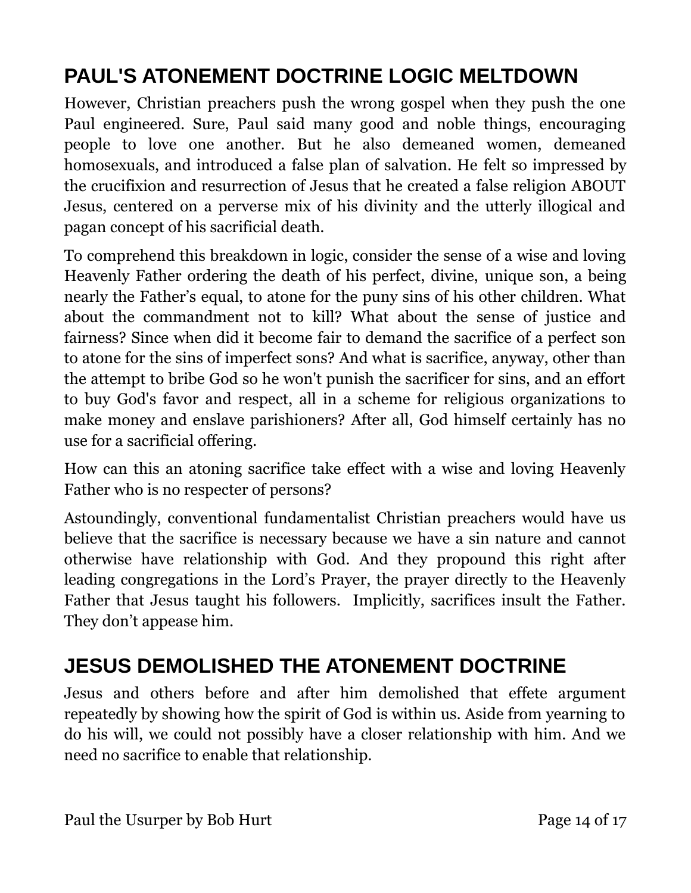## PAUL'S ATONEMENT DOCTRINE LOGIC MELTDOWN

However, Christian preachers push the wrong gospel when they push the one Paul engineered. Sure, Paul said many good and noble things, encouraging people to love one another. But he also demeaned women, demeaned homosexuals, and introduced a false plan of salvation. He felt so impressed by the crucifixion and resurrection of Jesus that he created a false religion ABOUT Jesus, centered on a perverse mix of his divinity and the utterly illogical and pagan concept of his sacrificial death.

To comprehend this breakdown in logic, consider the sense of a wise and loving Heavenly Father ordering the death of his perfect, divine, unique son, a being nearly the Father's equal, to atone for the puny sins of his other children. What about the commandment not to kill? What about the sense of justice and fairness? Since when did it become fair to demand the sacrifice of a perfect son to atone for the sins of imperfect sons? And what is sacrifice, anyway, other than the attempt to bribe God so he won't punish the sacrificer for sins, and an effort to buy God's favor and respect, all in a scheme for religious organizations to make money and enslave parishioners? After all, God himself certainly has no use for a sacrificial offering.

How can this an atoning sacrifice take effect with a wise and loving Heavenly Father who is no respecter of persons?

Astoundingly, conventional fundamentalist Christian preachers would have us believe that the sacrifice is necessary because we have a sin nature and cannot otherwise have relationship with God. And they propound this right after leading congregations in the Lord's Prayer, the prayer directly to the Heavenly Father that Jesus taught his followers. Implicitly, sacrifices insult the Father. They don't appease him.

## JESUS DEMOLISHED THE ATONEMENT DOCTRINE

Jesus and others before and after him demolished that effete argument repeatedly by showing how the spirit of God is within us. Aside from yearning to do his will, we could not possibly have a closer relationship with him. And we need no sacrifice to enable that relationship.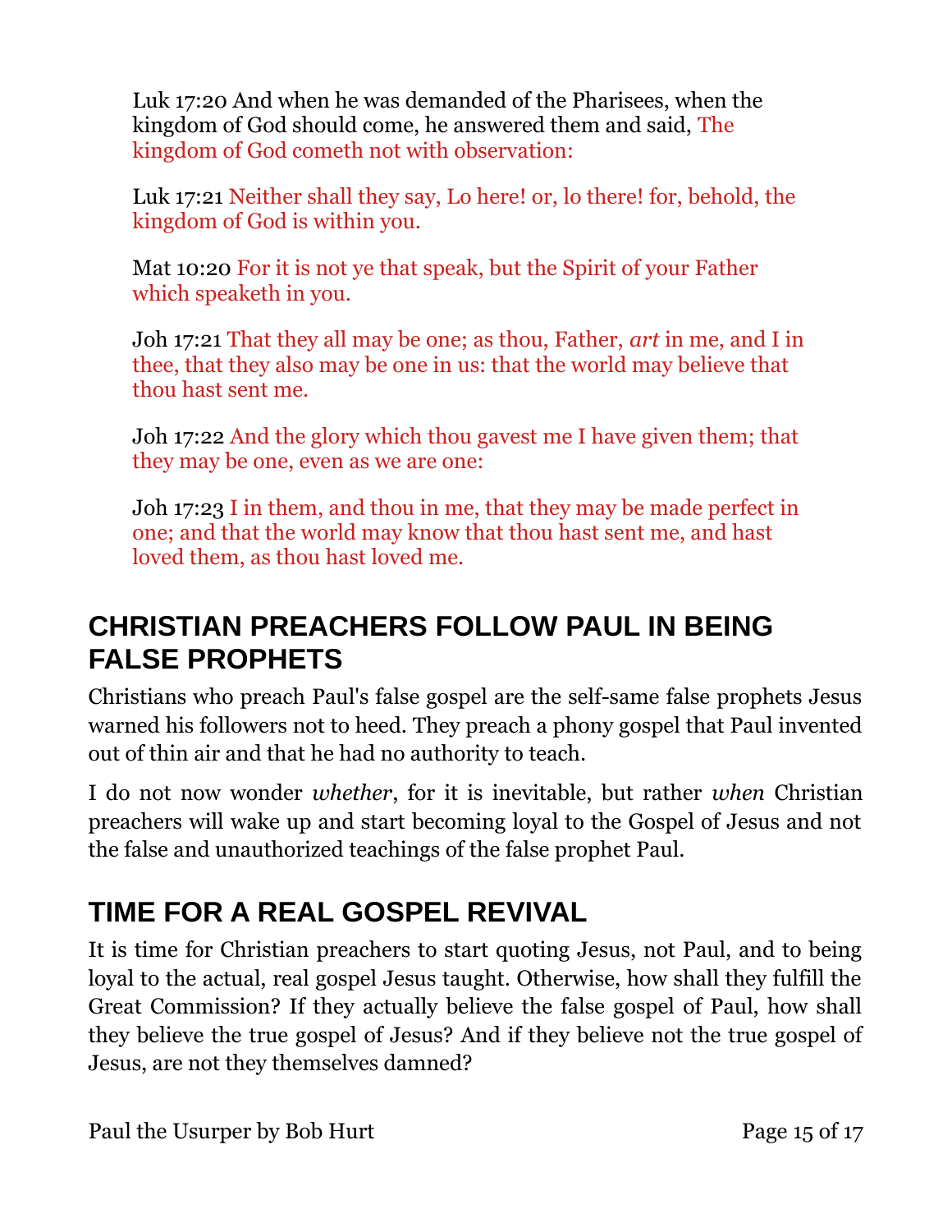Luk 17:20 And when he was demanded of the Pharisees, when the kingdom of God should come, he answered them and said, The kingdom of God cometh not with observation:

Luk 17:21 Neither shall they say, Lo here! or, lo there! for, behold, the kingdom of God is within you.

Mat 10:20 For it is not ye that speak, but the Spirit of your Father which speaketh in you.

Joh 17:21 That they all may be one; as thou, Father, *art* in me, and I in thee, that they also may be one in us: that the world may believe that thou hast sent me.

Joh 17:22 And the glory which thou gavest me I have given them; that they may be one, even as we are one:

Joh 17:23 I in them, and thou in me, that they may be made perfect in one; and that the world may know that thou hast sent me, and hast loved them, as thou hast loved me.

## CHRISTIAN PREACHERS FOLLOW PAUL IN BEING FALSE PROPHETS

Christians who preach Paul's false gospel are the self-same false prophets Jesus warned his followers not to heed. They preach a phony gospel that Paul invented out of thin air and that he had no authority to teach.

I do not now wonder *whether*, for it is inevitable, but rather *when* Christian preachers will wake up and start becoming loyal to the Gospel of Jesus and not the false and unauthorized teachings of the false prophet Paul.

## TIME FOR A REAL GOSPEL REVIVAL

It is time for Christian preachers to start quoting Jesus, not Paul, and to being loyal to the actual, real gospel Jesus taught. Otherwise, how shall they fulfill the Great Commission? If they actually believe the false gospel of Paul, how shall they believe the true gospel of Jesus? And if they believe not the true gospel of Jesus, are not they themselves damned?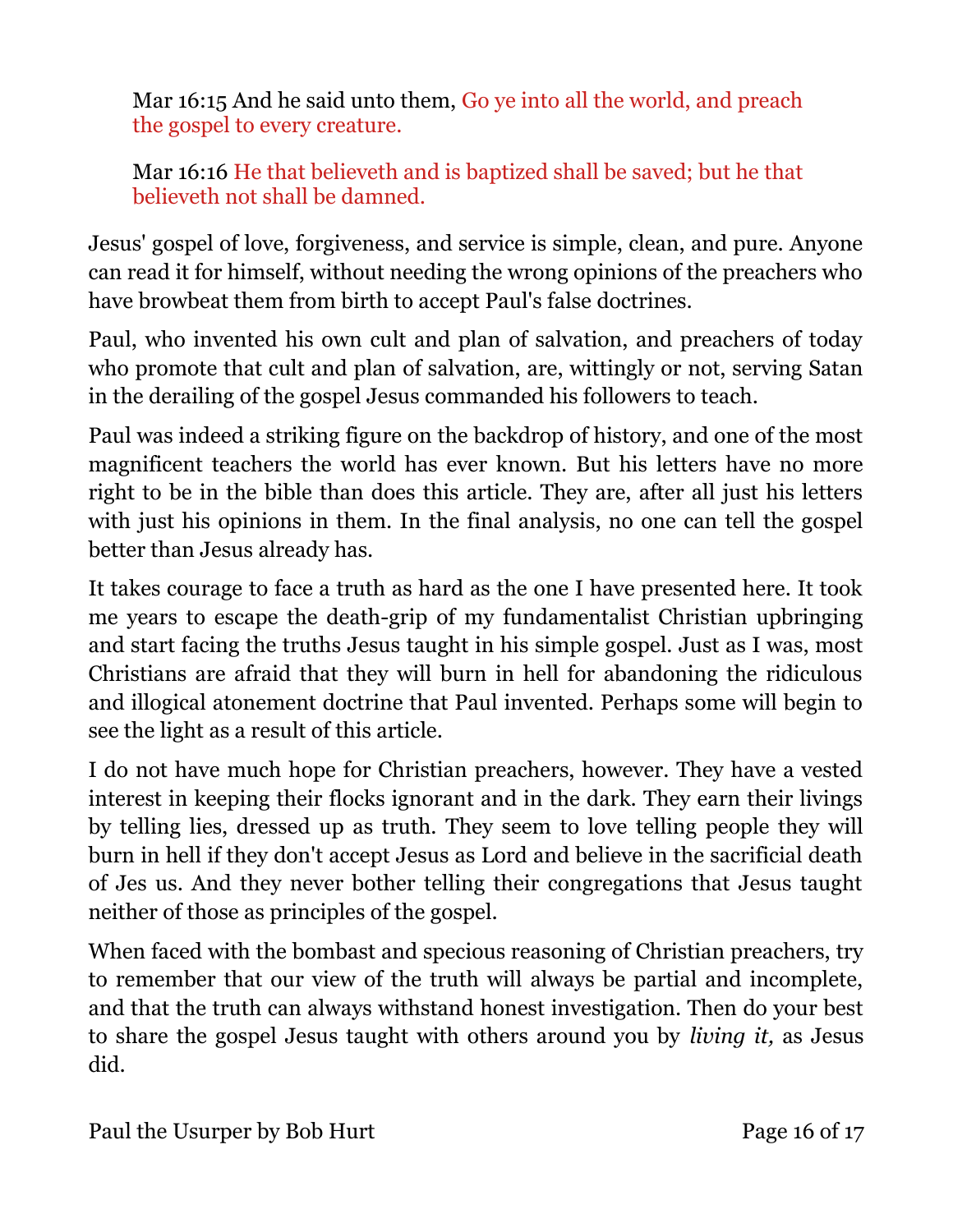> Mar 16:15 And he said unto them, Go ye into all the world, and preach the gospel to every creature.
>
> Mar 16:16 He that believeth and is baptized shall be saved; but he that believeth not shall be damned.

Jesus' gospel of love, forgiveness, and service is simple, clean, and pure. Anyone can read it for himself, without needing the wrong opinions of the preachers who have browbeat them from birth to accept Paul's false doctrines.

Paul, who invented his own cult and plan of salvation, and preachers of today who promote that cult and plan of salvation, are, wittingly or not, serving Satan in the derailing of the gospel Jesus commanded his followers to teach.

Paul was indeed a striking figure on the backdrop of history, and one of the most magnificent teachers the world has ever known. But his letters have no more right to be in the bible than does this article. They are, after all just his letters with just his opinions in them. In the final analysis, no one can tell the gospel better than Jesus already has.

It takes courage to face a truth as hard as the one I have presented here. It took me years to escape the death-grip of my fundamentalist Christian upbringing and start facing the truths Jesus taught in his simple gospel. Just as I was, most Christians are afraid that they will burn in hell for abandoning the ridiculous and illogical atonement doctrine that Paul invented. Perhaps some will begin to see the light as a result of this article.

I do not have much hope for Christian preachers, however. They have a vested interest in keeping their flocks ignorant and in the dark. They earn their livings by telling lies, dressed up as truth. They seem to love telling people they will burn in hell if they don't accept Jesus as Lord and believe in the sacrificial death of Jes us. And they never bother telling their congregations that Jesus taught neither of those as principles of the gospel.

When faced with the bombast and specious reasoning of Christian preachers, try to remember that our view of the truth will always be partial and incomplete, and that the truth can always withstand honest investigation. Then do your best to share the gospel Jesus taught with others around you by *living it,* as Jesus did.